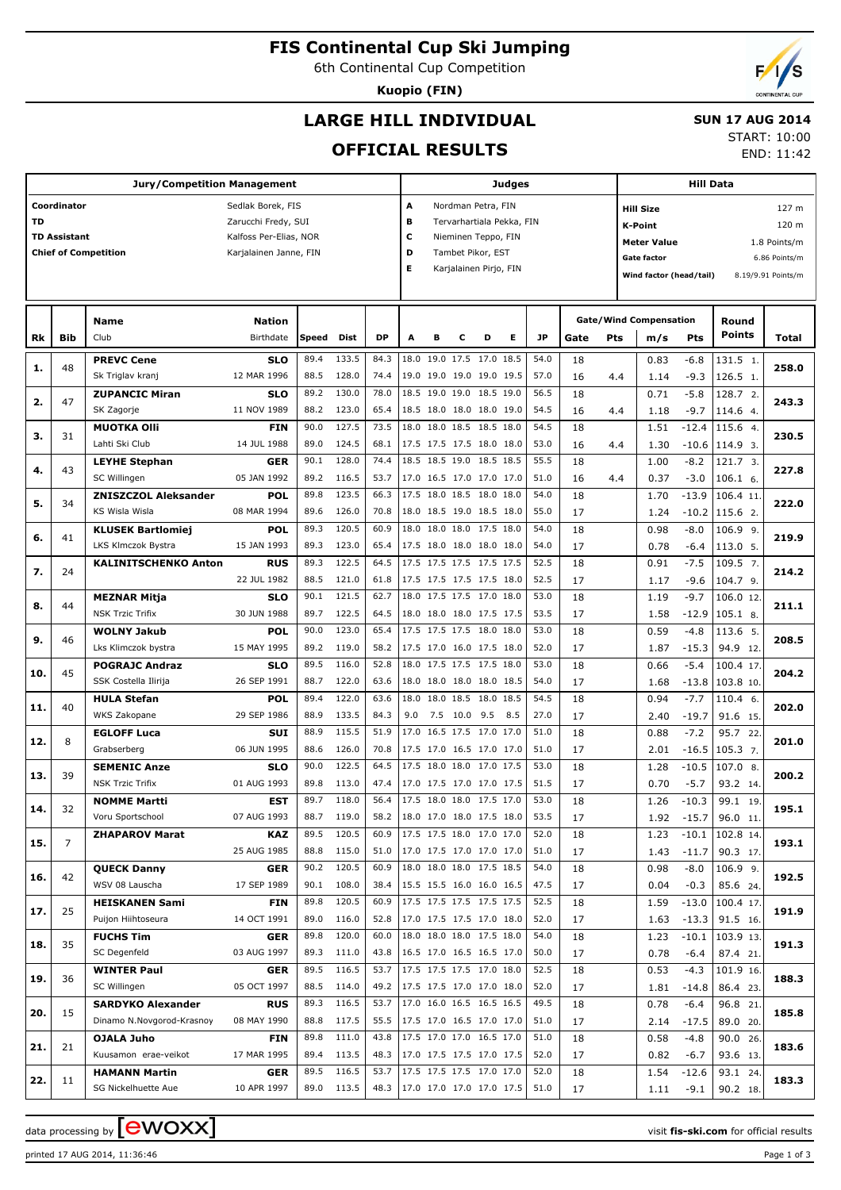# FIS Continental Cup Ski Jumping

6th Continental Cup Competition

**Kuopio (FIN)**

## LARGE HILL INDIVIDUAL

## OFFICIAL RESULTS

**SUN 17 AUG 2014**

START: 10:00

END: 11:42

| Jury/Competition Management | | Judges | | Hill Data | |
|---|---|---|---|---|---|
| Coordinator | Sedlak Borek, FIS | A | Nordman Petra, FIN | Hill Size | 127 m |
| TD | Zarucchi Fredy, SUI | B | Tervarhartiala Pekka, FIN | K-Point | 120 m |
| TD Assistant | Kalfoss Per-Elias, NOR | C | Nieminen Teppo, FIN | Meter Value | 1.8 Points/m |
| Chief of Competition | Karjalainen Janne, FIN | D | Tambet Pikor, EST | Gate factor | 6.86 Points/m |
| | | E | Karjalainen Pirjo, FIN | Wind factor (head/tail) | 8.19/9.91 Points/m |

| Rk | Bib | Name / Club | Nation / Birthdate | Speed | Dist | DP | A | B | C | D | E | JP | Gate | Pts | m/s | Pts | Round Points | Total |
|---|---|---|---|---|---|---|---|---|---|---|---|---|---|---|---|---|---|---|
| 1. | 48 | **PREVC Cene** | **SLO** | 89.4 | 133.5 | 84.3 | 18.0 | 19.0 | 17.5 | 17.0 | 18.5 | 54.0 | 18 | | 0.83 | -6.8 | 131.5 1. | 258.0 |
| | | Sk Triglav kranj | 12 MAR 1996 | 88.5 | 128.0 | 74.4 | 19.0 | 19.0 | 19.0 | 19.0 | 19.5 | 57.0 | 16 | 4.4 | 1.14 | -9.3 | 126.5 1. | |
| 2. | 47 | **ZUPANCIC Miran** | **SLO** | 89.2 | 130.0 | 78.0 | 18.5 | 19.0 | 19.0 | 18.5 | 19.0 | 56.5 | 18 | | 0.71 | -5.8 | 128.7 2. | 243.3 |
| | | SK Zagorje | 11 NOV 1989 | 88.2 | 123.0 | 65.4 | 18.5 | 18.0 | 18.0 | 18.0 | 19.0 | 54.5 | 16 | 4.4 | 1.18 | -9.7 | 114.6 4. | |
| 3. | 31 | **MUOTKA Olli** | **FIN** | 90.0 | 127.5 | 73.5 | 18.0 | 18.0 | 18.5 | 18.5 | 18.0 | 54.5 | 18 | | 1.51 | -12.4 | 115.6 4. | 230.5 |
| | | Lahti Ski Club | 14 JUL 1988 | 89.0 | 124.5 | 68.1 | 17.5 | 17.5 | 17.5 | 18.0 | 18.0 | 53.0 | 16 | 4.4 | 1.30 | -10.6 | 114.9 3. | |
| 4. | 43 | **LEYHE Stephan** | **GER** | 90.1 | 128.0 | 74.4 | 18.5 | 18.5 | 19.0 | 18.5 | 18.5 | 55.5 | 18 | | 1.00 | -8.2 | 121.7 3. | 227.8 |
| | | SC Willingen | 05 JAN 1992 | 89.2 | 116.5 | 53.7 | 17.0 | 16.5 | 17.0 | 17.0 | 17.0 | 51.0 | 16 | 4.4 | 0.37 | -3.0 | 106.1 6. | |
| 5. | 34 | **ZNISZCZOL Aleksander** | **POL** | 89.8 | 123.5 | 66.3 | 17.5 | 18.0 | 18.5 | 18.0 | 18.0 | 54.0 | 18 | | 1.70 | -13.9 | 106.4 11. | 222.0 |
| | | KS Wisla Wisla | 08 MAR 1994 | 89.6 | 126.0 | 70.8 | 18.0 | 18.5 | 19.0 | 18.5 | 18.0 | 55.0 | 17 | | 1.24 | -10.2 | 115.6 2. | |
| 6. | 41 | **KLUSEK Bartlomiej** | **POL** | 89.3 | 120.5 | 60.9 | 18.0 | 18.0 | 18.0 | 17.5 | 18.0 | 54.0 | 18 | | 0.98 | -8.0 | 106.9 9. | 219.9 |
| | | LKS Klmczok Bystra | 15 JAN 1993 | 89.3 | 123.0 | 65.4 | 17.5 | 18.0 | 18.0 | 18.0 | 18.0 | 54.0 | 17 | | 0.78 | -6.4 | 113.0 5. | |
| 7. | 24 | **KALINITSCHENKO Anton** | **RUS** | 89.3 | 122.5 | 64.5 | 17.5 | 17.5 | 17.5 | 17.5 | 17.5 | 52.5 | 18 | | 0.91 | -7.5 | 109.5 7. | 214.2 |
| | | | 22 JUL 1982 | 88.5 | 121.0 | 61.8 | 17.5 | 17.5 | 17.5 | 17.5 | 18.0 | 52.5 | 17 | | 1.17 | -9.6 | 104.7 9. | |
| 8. | 44 | **MEZNAR Mitja** | **SLO** | 90.1 | 121.5 | 62.7 | 18.0 | 17.5 | 17.5 | 17.0 | 18.0 | 53.0 | 18 | | 1.19 | -9.7 | 106.0 12. | 211.1 |
| | | NSK Trzic Trifix | 30 JUN 1988 | 89.7 | 122.5 | 64.5 | 18.0 | 18.0 | 18.0 | 17.5 | 17.5 | 53.5 | 17 | | 1.58 | -12.9 | 105.1 8. | |
| 9. | 46 | **WOLNY Jakub** | **POL** | 90.0 | 123.0 | 65.4 | 17.5 | 17.5 | 17.5 | 18.0 | 18.0 | 53.0 | 18 | | 0.59 | -4.8 | 113.6 5. | 208.5 |
| | | Lks Klimczok bystra | 15 MAY 1995 | 89.2 | 119.0 | 58.2 | 17.5 | 17.0 | 16.0 | 17.5 | 17.5 | 52.0 | 17 | | 1.87 | -15.3 | 94.9 12. | |
| 10. | 45 | **POGRAJC Andraz** | **SLO** | 89.5 | 116.0 | 52.8 | 18.0 | 17.5 | 17.5 | 17.5 | 18.0 | 53.0 | 18 | | 0.66 | -5.4 | 100.4 17. | 204.2 |
| | | SSK Costella Ilirija | 26 SEP 1991 | 88.7 | 122.0 | 63.6 | 18.0 | 18.0 | 18.0 | 18.0 | 18.5 | 54.0 | 17 | | 1.68 | -13.8 | 103.8 10. | |
| 11. | 40 | **HULA Stefan** | **POL** | 89.4 | 122.0 | 63.6 | 18.0 | 18.0 | 18.5 | 18.0 | 18.5 | 54.5 | 18 | | 0.94 | -7.7 | 110.4 6. | 202.0 |
| | | WKS Zakopane | 29 SEP 1986 | 88.9 | 133.5 | 84.3 | 9.0 | 7.5 | 10.0 | 9.5 | 8.5 | 27.0 | 17 | | 2.40 | -19.7 | 91.6 15. | |
| 12. | 8 | **EGLOFF Luca** | **SUI** | 88.9 | 115.5 | 51.9 | 17.0 | 16.5 | 17.5 | 17.0 | 17.0 | 51.0 | 18 | | 0.88 | -7.2 | 95.7 22. | 201.0 |
| | | Grabserberg | 06 JUN 1995 | 88.6 | 126.0 | 70.8 | 17.5 | 17.0 | 16.5 | 17.0 | 17.0 | 51.0 | 17 | | 2.01 | -16.5 | 105.3 7. | |
| 13. | 39 | **SEMENIC Anze** | **SLO** | 90.0 | 122.5 | 64.5 | 17.5 | 18.0 | 18.0 | 17.0 | 17.5 | 53.0 | 18 | | 1.28 | -10.5 | 107.0 8. | 200.2 |
| | | NSK Trzic Trifix | 01 AUG 1993 | 89.8 | 113.0 | 47.4 | 17.0 | 17.5 | 17.0 | 17.0 | 17.5 | 51.5 | 17 | | 0.70 | -5.7 | 93.2 14. | |
| 14. | 32 | **NOMME Martti** | **EST** | 89.7 | 118.0 | 56.4 | 17.5 | 18.0 | 18.0 | 17.5 | 17.0 | 53.0 | 18 | | 1.26 | -10.3 | 99.1 19. | 195.1 |
| | | Voru Sportschool | 07 AUG 1993 | 88.7 | 119.0 | 58.2 | 18.0 | 17.0 | 18.0 | 17.5 | 18.0 | 53.5 | 17 | | 1.92 | -15.7 | 96.0 11. | |
| 15. | 7 | **ZHAPAROV Marat** | **KAZ** | 89.5 | 120.5 | 60.9 | 17.5 | 17.5 | 18.0 | 17.0 | 17.0 | 52.0 | 18 | | 1.23 | -10.1 | 102.8 14. | 193.1 |
| | | | 25 AUG 1985 | 88.8 | 115.0 | 51.0 | 17.0 | 17.5 | 17.0 | 17.0 | 17.0 | 51.0 | 17 | | 1.43 | -11.7 | 90.3 17. | |
| 16. | 42 | **QUECK Danny** | **GER** | 90.2 | 120.5 | 60.9 | 18.0 | 18.0 | 18.0 | 17.5 | 18.5 | 54.0 | 18 | | 0.98 | -8.0 | 106.9 9. | 192.5 |
| | | WSV 08 Lauscha | 17 SEP 1989 | 90.1 | 108.0 | 38.4 | 15.5 | 15.5 | 16.0 | 16.0 | 16.5 | 47.5 | 17 | | 0.04 | -0.3 | 85.6 24. | |
| 17. | 25 | **HEISKANEN Sami** | **FIN** | 89.8 | 120.5 | 60.9 | 17.5 | 17.5 | 17.5 | 17.5 | 17.5 | 52.5 | 18 | | 1.59 | -13.0 | 100.4 17. | 191.9 |
| | | Puijon Hiihtoseura | 14 OCT 1991 | 89.0 | 116.0 | 52.8 | 17.0 | 17.5 | 17.5 | 17.0 | 18.0 | 52.0 | 17 | | 1.63 | -13.3 | 91.5 16. | |
| 18. | 35 | **FUCHS Tim** | **GER** | 89.8 | 120.0 | 60.0 | 18.0 | 18.0 | 18.0 | 17.5 | 18.0 | 54.0 | 18 | | 1.23 | -10.1 | 103.9 13. | 191.3 |
| | | SC Degenfeld | 03 AUG 1997 | 89.3 | 111.0 | 43.8 | 16.5 | 17.0 | 16.5 | 16.5 | 17.0 | 50.0 | 17 | | 0.78 | -6.4 | 87.4 21. | |
| 19. | 36 | **WINTER Paul** | **GER** | 89.5 | 116.5 | 53.7 | 17.5 | 17.5 | 17.5 | 17.0 | 18.0 | 52.5 | 18 | | 0.53 | -4.3 | 101.9 16. | 188.3 |
| | | SC Willingen | 05 OCT 1997 | 88.5 | 114.0 | 49.2 | 17.5 | 17.5 | 17.0 | 17.0 | 18.0 | 52.0 | 17 | | 1.81 | -14.8 | 86.4 23. | |
| 20. | 15 | **SARDYKO Alexander** | **RUS** | 89.3 | 116.5 | 53.7 | 17.0 | 16.0 | 16.5 | 16.5 | 16.5 | 49.5 | 18 | | 0.78 | -6.4 | 96.8 21. | 185.8 |
| | | Dinamo N.Novgorod-Krasnoy | 08 MAY 1990 | 88.8 | 117.5 | 55.5 | 17.5 | 17.0 | 16.5 | 17.0 | 17.0 | 51.0 | 17 | | 2.14 | -17.5 | 89.0 20. | |
| 21. | 21 | **OJALA Juho** | **FIN** | 89.8 | 111.0 | 43.8 | 17.5 | 17.0 | 17.0 | 16.5 | 17.0 | 51.0 | 18 | | 0.58 | -4.8 | 90.0 26. | 183.6 |
| | | Kuusamon erae-veikot | 17 MAR 1995 | 89.4 | 113.5 | 48.3 | 17.0 | 17.5 | 17.5 | 17.0 | 17.5 | 52.0 | 17 | | 0.82 | -6.7 | 93.6 13. | |
| 22. | 11 | **HAMANN Martin** | **GER** | 89.5 | 116.5 | 53.7 | 17.5 | 17.5 | 17.5 | 17.0 | 17.0 | 52.0 | 18 | | 1.54 | -12.6 | 93.1 24. | 183.3 |
| | | SG Nickelhuette Aue | 10 APR 1997 | 89.0 | 113.5 | 48.3 | 17.0 | 17.0 | 17.0 | 17.0 | 17.5 | 51.0 | 17 | | 1.11 | -9.1 | 90.2 18. | |

data processing by ewoxx — visit fis-ski.com for official results

printed 17 AUG 2014, 11:36:46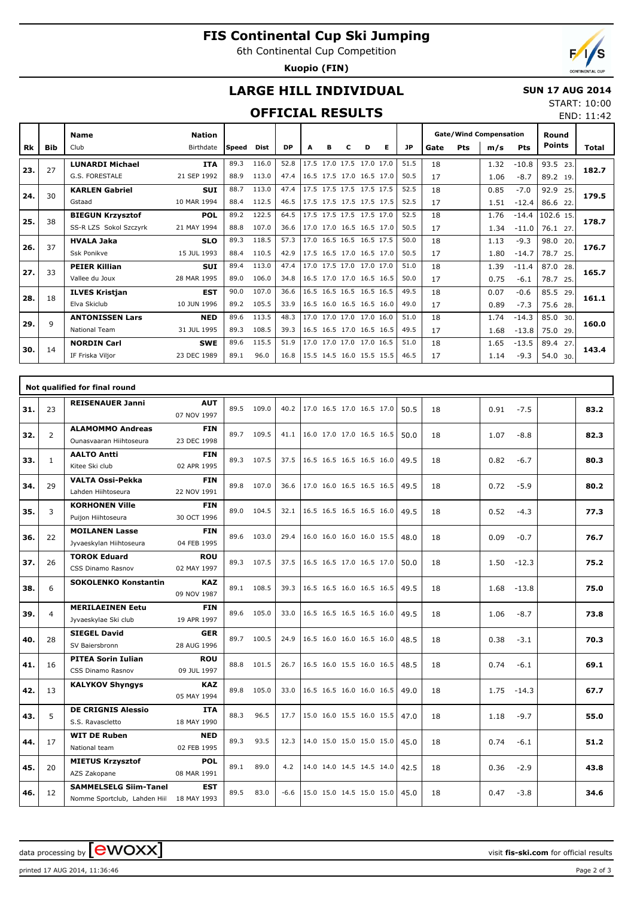# FIS Continental Cup Ski Jumping

6th Continental Cup Competition

**Kuopio (FIN)**

## LARGE HILL INDIVIDUAL

## OFFICIAL RESULTS

**SUN 17 AUG 2014**

START: 10:00

END: 11:42

| Rk | Bib | Name / Club | Nation / Birthdate | Speed | Dist | DP | A | B | C | D | E | JP | Gate | Pts | m/s | Pts | Round Points | Total |
|---|---|---|---|---|---|---|---|---|---|---|---|---|---|---|---|---|---|---|
| 23. | 27 | **LUNARDI Michael** | **ITA** | 89.3 | 116.0 | 52.8 | 17.5 | 17.0 | 17.5 | 17.0 | 17.0 | 51.5 | 18 | | 1.32 | -10.8 | 93.5 23. | 182.7 |
| | | G.S. FORESTALE | 21 SEP 1992 | 88.9 | 113.0 | 47.4 | 16.5 | 17.5 | 17.0 | 16.5 | 17.0 | 50.5 | 17 | | 1.06 | -8.7 | 89.2 19. | |
| 24. | 30 | **KARLEN Gabriel** | **SUI** | 88.7 | 113.0 | 47.4 | 17.5 | 17.5 | 17.5 | 17.5 | 17.5 | 52.5 | 18 | | 0.85 | -7.0 | 92.9 25. | 179.5 |
| | | Gstaad | 10 MAR 1994 | 88.4 | 112.5 | 46.5 | 17.5 | 17.5 | 17.5 | 17.5 | 17.5 | 52.5 | 17 | | 1.51 | -12.4 | 86.6 22. | |
| 25. | 38 | **BIEGUN Krzysztof** | **POL** | 89.2 | 122.5 | 64.5 | 17.5 | 17.5 | 17.5 | 17.5 | 17.0 | 52.5 | 18 | | 1.76 | -14.4 | 102.6 15. | 178.7 |
| | | SS-R LZS Sokol Szczyrk | 21 MAY 1994 | 88.8 | 107.0 | 36.6 | 17.0 | 17.0 | 16.5 | 16.5 | 17.0 | 50.5 | 17 | | 1.34 | -11.0 | 76.1 27. | |
| 26. | 37 | **HVALA Jaka** | **SLO** | 89.3 | 118.5 | 57.3 | 17.0 | 16.5 | 16.5 | 16.5 | 17.5 | 50.0 | 18 | | 1.13 | -9.3 | 98.0 20. | 176.7 |
| | | Ssk Ponikve | 15 JUL 1993 | 88.4 | 110.5 | 42.9 | 17.5 | 16.5 | 17.0 | 16.5 | 17.0 | 50.5 | 17 | | 1.80 | -14.7 | 78.7 25. | |
| 27. | 33 | **PEIER Killian** | **SUI** | 89.4 | 113.0 | 47.4 | 17.0 | 17.5 | 17.0 | 17.0 | 17.0 | 51.0 | 18 | | 1.39 | -11.4 | 87.0 28. | 165.7 |
| | | Vallee du Joux | 28 MAR 1995 | 89.0 | 106.0 | 34.8 | 16.5 | 17.0 | 17.0 | 16.5 | 16.5 | 50.0 | 17 | | 0.75 | -6.1 | 78.7 25. | |
| 28. | 18 | **ILVES Kristjan** | **EST** | 90.0 | 107.0 | 36.6 | 16.5 | 16.5 | 16.5 | 16.5 | 16.5 | 49.5 | 18 | | 0.07 | -0.6 | 85.5 29. | 161.1 |
| | | Elva Skiclub | 10 JUN 1996 | 89.2 | 105.5 | 33.9 | 16.5 | 16.0 | 16.5 | 16.5 | 16.0 | 49.0 | 17 | | 0.89 | -7.3 | 75.6 28. | |
| 29. | 9 | **ANTONISSEN Lars** | **NED** | 89.6 | 113.5 | 48.3 | 17.0 | 17.0 | 17.0 | 17.0 | 16.0 | 51.0 | 18 | | 1.74 | -14.3 | 85.0 30. | 160.0 |
| | | National Team | 31 JUL 1995 | 89.3 | 108.5 | 39.3 | 16.5 | 16.5 | 17.0 | 16.5 | 16.5 | 49.5 | 17 | | 1.68 | -13.8 | 75.0 29. | |
| 30. | 14 | **NORDIN Carl** | **SWE** | 89.6 | 115.5 | 51.9 | 17.0 | 17.0 | 17.0 | 17.0 | 16.5 | 51.0 | 18 | | 1.65 | -13.5 | 89.4 27. | 143.4 |
| | | IF Friska Viljor | 23 DEC 1989 | 89.1 | 96.0 | 16.8 | 15.5 | 14.5 | 16.0 | 15.5 | 15.5 | 46.5 | 17 | | 1.14 | -9.3 | 54.0 30. | |

**Not qualified for final round**

| Rk | Bib | Name / Club | Nation / Birthdate | Speed | Dist | DP | A | B | C | D | E | JP | Gate | Pts | m/s | Pts | Round Points | Total |
|---|---|---|---|---|---|---|---|---|---|---|---|---|---|---|---|---|---|---|
| 31. | 23 | **REISENAUER Janni** | **AUT** 07 NOV 1997 | 89.5 | 109.0 | 40.2 | 17.0 | 16.5 | 17.0 | 16.5 | 17.0 | 50.5 | 18 | | 0.91 | -7.5 | | 83.2 |
| 32. | 2 | **ALAMOMMO Andreas** Ounasvaaran Hiihtoseura | **FIN** 23 DEC 1998 | 89.7 | 109.5 | 41.1 | 16.0 | 17.0 | 17.0 | 16.5 | 16.5 | 50.0 | 18 | | 1.07 | -8.8 | | 82.3 |
| 33. | 1 | **AALTO Antti** Kitee Ski club | **FIN** 02 APR 1995 | 89.3 | 107.5 | 37.5 | 16.5 | 16.5 | 16.5 | 16.5 | 16.0 | 49.5 | 18 | | 0.82 | -6.7 | | 80.3 |
| 34. | 29 | **VALTA Ossi-Pekka** Lahden Hiihtoseura | **FIN** 22 NOV 1991 | 89.8 | 107.0 | 36.6 | 17.0 | 16.0 | 16.5 | 16.5 | 16.5 | 49.5 | 18 | | 0.72 | -5.9 | | 80.2 |
| 35. | 3 | **KORHONEN Ville** Puijon Hiihtoseura | **FIN** 30 OCT 1996 | 89.0 | 104.5 | 32.1 | 16.5 | 16.5 | 16.5 | 16.5 | 16.0 | 49.5 | 18 | | 0.52 | -4.3 | | 77.3 |
| 36. | 22 | **MOILANEN Lasse** Jyvaeskylan Hiihtoseura | **FIN** 04 FEB 1995 | 89.6 | 103.0 | 29.4 | 16.0 | 16.0 | 16.0 | 16.0 | 15.5 | 48.0 | 18 | | 0.09 | -0.7 | | 76.7 |
| 37. | 26 | **TOROK Eduard** CSS Dinamo Rasnov | **ROU** 02 MAY 1997 | 89.3 | 107.5 | 37.5 | 16.5 | 16.5 | 17.0 | 16.5 | 17.0 | 50.0 | 18 | | 1.50 | -12.3 | | 75.2 |
| 38. | 6 | **SOKOLENKO Konstantin** | **KAZ** 09 NOV 1987 | 89.1 | 108.5 | 39.3 | 16.5 | 16.5 | 16.0 | 16.5 | 16.5 | 49.5 | 18 | | 1.68 | -13.8 | | 75.0 |
| 39. | 4 | **MERILAEINEN Eetu** Jyvaeskylae Ski club | **FIN** 19 APR 1997 | 89.6 | 105.0 | 33.0 | 16.5 | 16.5 | 16.5 | 16.5 | 16.0 | 49.5 | 18 | | 1.06 | -8.7 | | 73.8 |
| 40. | 28 | **SIEGEL David** SV Baiersbronn | **GER** 28 AUG 1996 | 89.7 | 100.5 | 24.9 | 16.5 | 16.0 | 16.0 | 16.5 | 16.0 | 48.5 | 18 | | 0.38 | -3.1 | | 70.3 |
| 41. | 16 | **PITEA Sorin Iulian** CSS Dinamo Rasnov | **ROU** 09 JUL 1997 | 88.8 | 101.5 | 26.7 | 16.5 | 16.0 | 15.5 | 16.0 | 16.5 | 48.5 | 18 | | 0.74 | -6.1 | | 69.1 |
| 42. | 13 | **KALYKOV Shyngys** | **KAZ** 05 MAY 1994 | 89.8 | 105.0 | 33.0 | 16.5 | 16.5 | 16.0 | 16.0 | 16.5 | 49.0 | 18 | | 1.75 | -14.3 | | 67.7 |
| 43. | 5 | **DE CRIGNIS Alessio** S.S. Ravascletto | **ITA** 18 MAY 1990 | 88.3 | 96.5 | 17.7 | 15.0 | 16.0 | 15.5 | 16.0 | 15.5 | 47.0 | 18 | | 1.18 | -9.7 | | 55.0 |
| 44. | 17 | **WIT DE Ruben** National team | **NED** 02 FEB 1995 | 89.3 | 93.5 | 12.3 | 14.0 | 15.0 | 15.0 | 15.0 | 15.0 | 45.0 | 18 | | 0.74 | -6.1 | | 51.2 |
| 45. | 20 | **MIETUS Krzysztof** AZS Zakopane | **POL** 08 MAR 1991 | 89.1 | 89.0 | 4.2 | 14.0 | 14.0 | 14.5 | 14.5 | 14.0 | 42.5 | 18 | | 0.36 | -2.9 | | 43.8 |
| 46. | 12 | **SAMMELSELG Siim-Tanel** Nomme Sportclub, Lahden Hiil | **EST** 18 MAY 1993 | 89.5 | 83.0 | -6.6 | 15.0 | 15.0 | 14.5 | 15.0 | 15.0 | 45.0 | 18 | | 0.47 | -3.8 | | 34.6 |

data processing by ewoxx — visit fis-ski.com for official results

printed 17 AUG 2014, 11:36:46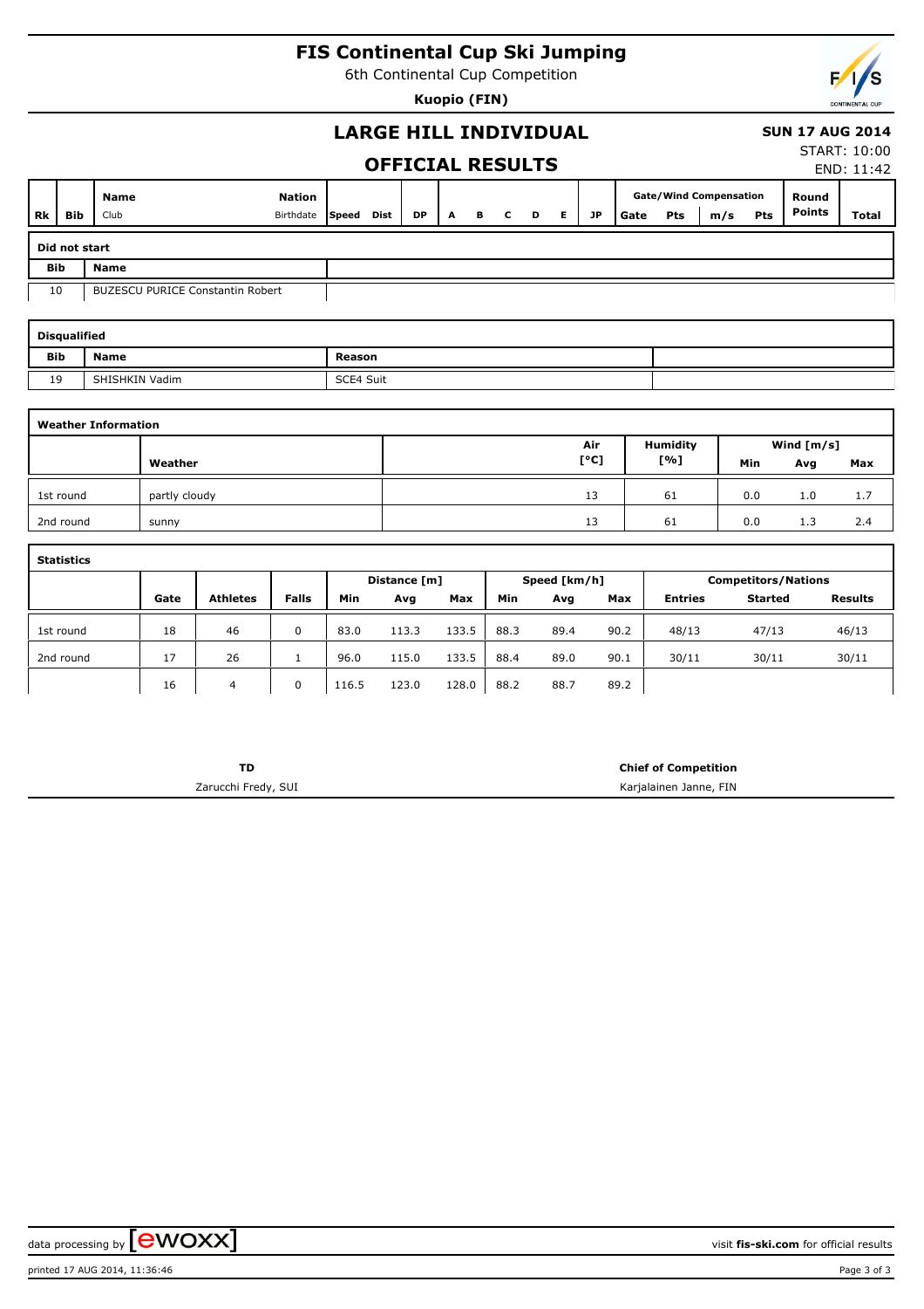# FIS Continental Cup Ski Jumping

6th Continental Cup Competition

**Kuopio (FIN)**

## LARGE HILL INDIVIDUAL

**SUN 17 AUG 2014**

START: 10:00

END: 11:42

## OFFICIAL RESULTS

| Rk | Bib | Name / Club | Nation / Birthdate | Speed | Dist | DP | A | B | C | D | E | JP | Gate/Wind Compensation | | | | Round Points | Total |
|---|---|---|---|---|---|---|---|---|---|---|---|---|---|---|---|---|---|---|
| | | | | | | | | | | | | | Gate | Pts | m/s | Pts | | |

**Did not start**

| Bib | Name |
|---|---|
| 10 | BUZESCU PURICE Constantin Robert |

**Disqualified**

| Bib | Name | Reason |
|---|---|---|
| 19 | SHISHKIN Vadim | SCE4 Suit |

**Weather Information**

| | Weather | Air [°C] | Humidity [%] | Wind [m/s] | | |
|---|---|---|---|---|---|---|
| | | | | Min | Avg | Max |
| 1st round | partly cloudy | 13 | 61 | 0.0 | 1.0 | 1.7 |
| 2nd round | sunny | 13 | 61 | 0.0 | 1.3 | 2.4 |

**Statistics**

| | Gate | Athletes | Falls | Distance [m] | | | Speed [km/h] | | | Competitors/Nations | | |
|---|---|---|---|---|---|---|---|---|---|---|---|---|
| | | | | Min | Avg | Max | Min | Avg | Max | Entries | Started | Results |
| 1st round | 18 | 46 | 0 | 83.0 | 113.3 | 133.5 | 88.3 | 89.4 | 90.2 | 48/13 | 47/13 | 46/13 |
| 2nd round | 17 | 26 | 1 | 96.0 | 115.0 | 133.5 | 88.4 | 89.0 | 90.1 | 30/11 | 30/11 | 30/11 |
| | 16 | 4 | 0 | 116.5 | 123.0 | 128.0 | 88.2 | 88.7 | 89.2 | | | |

**TD**
Zarucchi Fredy, SUI

**Chief of Competition**
Karjalainen Janne, FIN

data processing by ewoxx — visit **fis-ski.com** for official results

printed 17 AUG 2014, 11:36:46